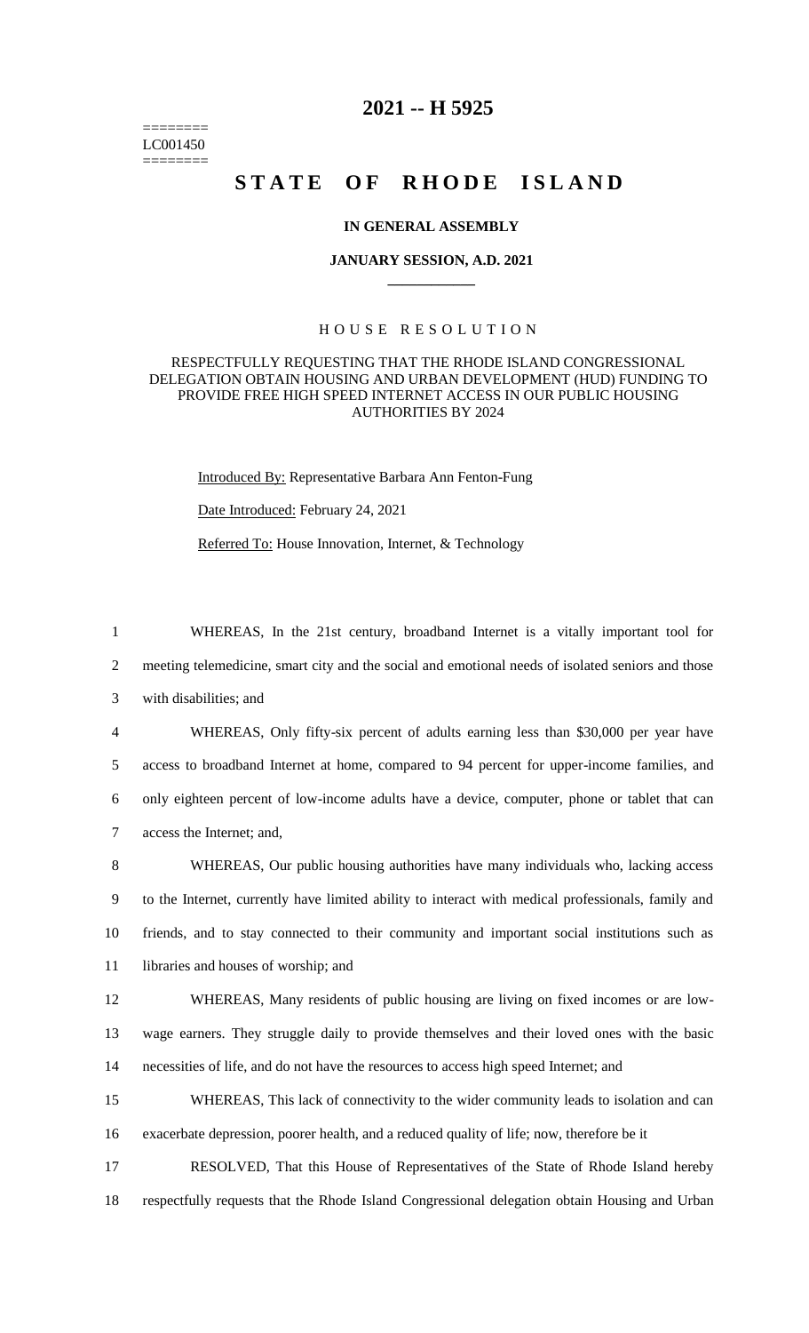========
LC001450
========

# 2021 -- H 5925

# STATE OF RHODE ISLAND

### IN GENERAL ASSEMBLY

### JANUARY SESSION, A.D. 2021

## HOUSE RESOLUTION

RESPECTFULLY REQUESTING THAT THE RHODE ISLAND CONGRESSIONAL DELEGATION OBTAIN HOUSING AND URBAN DEVELOPMENT (HUD) FUNDING TO PROVIDE FREE HIGH SPEED INTERNET ACCESS IN OUR PUBLIC HOUSING AUTHORITIES BY 2024

Introduced By: Representative Barbara Ann Fenton-Fung

Date Introduced: February 24, 2021

Referred To: House Innovation, Internet, & Technology

1 WHEREAS, In the 21st century, broadband Internet is a vitally important tool for
2 meeting telemedicine, smart city and the social and emotional needs of isolated seniors and those
3 with disabilities; and

4 WHEREAS, Only fifty-six percent of adults earning less than \$30,000 per year have
5 access to broadband Internet at home, compared to 94 percent for upper-income families, and
6 only eighteen percent of low-income adults have a device, computer, phone or tablet that can
7 access the Internet; and,

8 WHEREAS, Our public housing authorities have many individuals who, lacking access
9 to the Internet, currently have limited ability to interact with medical professionals, family and
10 friends, and to stay connected to their community and important social institutions such as
11 libraries and houses of worship; and

12 WHEREAS, Many residents of public housing are living on fixed incomes or are low-
13 wage earners. They struggle daily to provide themselves and their loved ones with the basic
14 necessities of life, and do not have the resources to access high speed Internet; and

15 WHEREAS, This lack of connectivity to the wider community leads to isolation and can
16 exacerbate depression, poorer health, and a reduced quality of life; now, therefore be it

17 RESOLVED, That this House of Representatives of the State of Rhode Island hereby
18 respectfully requests that the Rhode Island Congressional delegation obtain Housing and Urban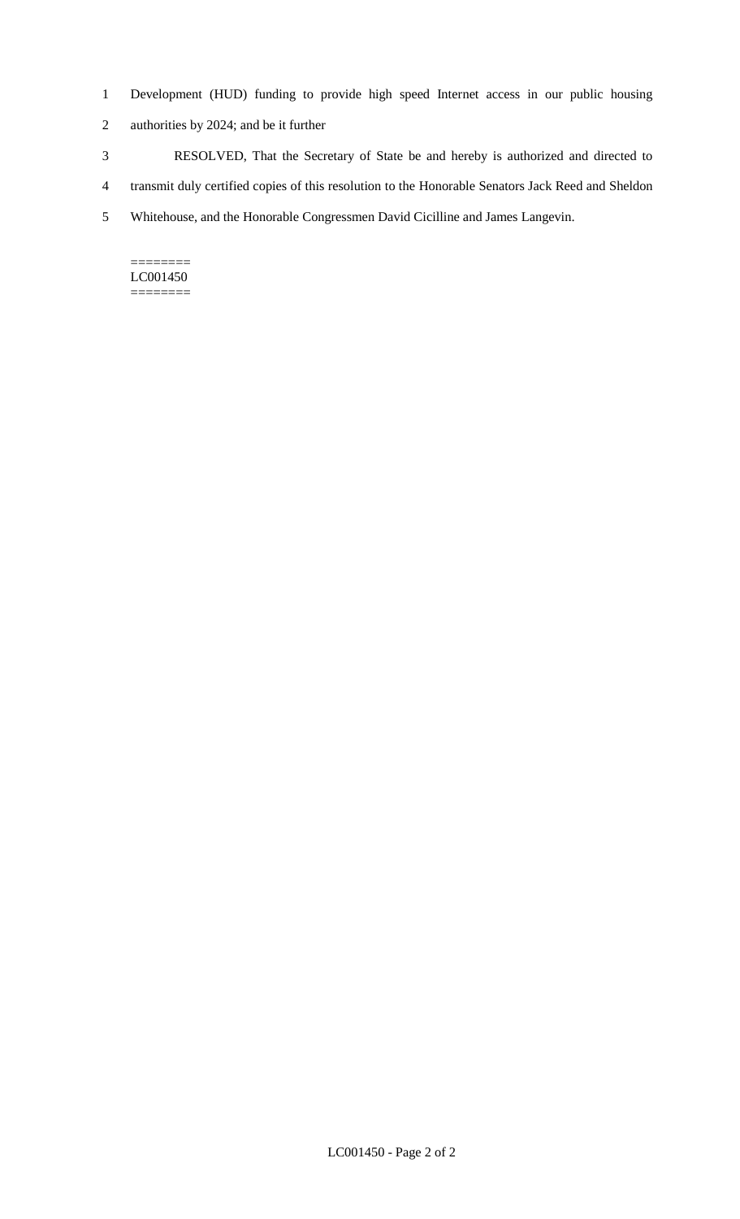Development (HUD) funding to provide high speed Internet access in our public housing authorities by 2024; and be it further

RESOLVED, That the Secretary of State be and hereby is authorized and directed to transmit duly certified copies of this resolution to the Honorable Senators Jack Reed and Sheldon Whitehouse, and the Honorable Congressmen David Cicilline and James Langevin.

========
LC001450
========